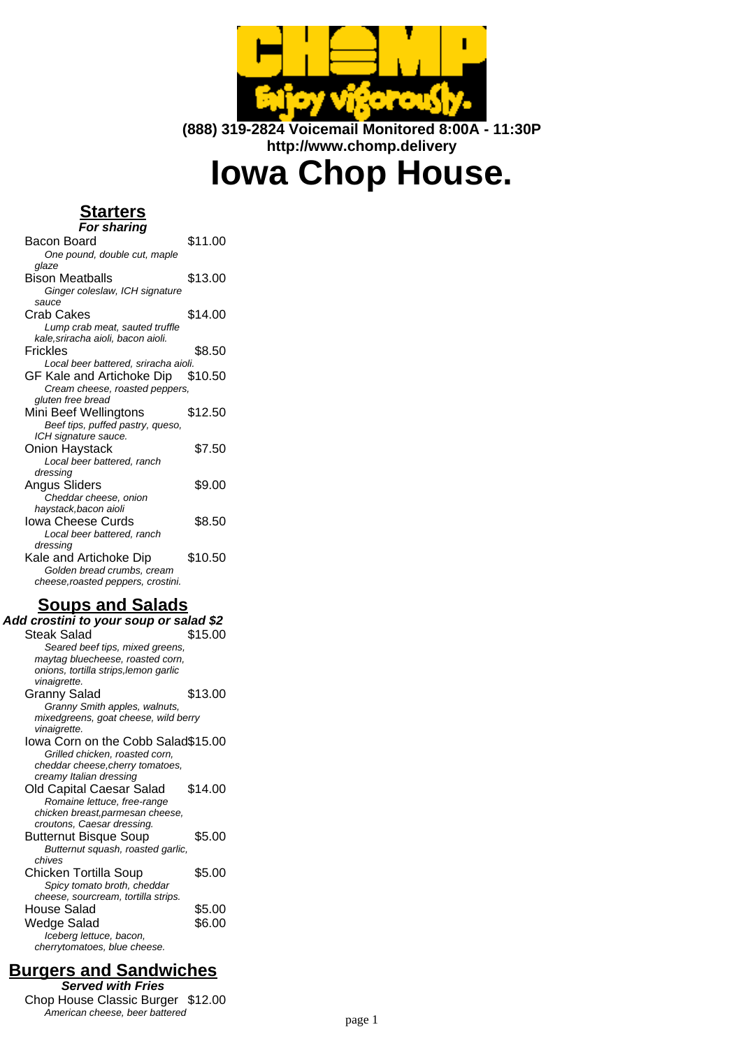**(888) 319-2824 Voicemail Monitored 8:00A - 11:30P**
**http://www.chomp.delivery**

# Iowa Chop House.

## Starters

***For sharing***

Bacon Board $11.00
*One pound, double cut, maple glaze*

Bison Meatballs $13.00
*Ginger coleslaw, ICH signature sauce*

Crab Cakes $14.00
*Lump crab meat, sauted truffle kale,sriracha aioli, bacon aioli.*

Frickles $8.50
*Local beer battered, sriracha aioli.*

GF Kale and Artichoke Dip $10.50
*Cream cheese, roasted peppers, gluten free bread*

Mini Beef Wellingtons $12.50
*Beef tips, puffed pastry, queso, ICH signature sauce.*

Onion Haystack $7.50
*Local beer battered, ranch dressing*

Angus Sliders $9.00
*Cheddar cheese, onion haystack,bacon aioli*

Iowa Cheese Curds $8.50
*Local beer battered, ranch dressing*

Kale and Artichoke Dip $10.50
*Golden bread crumbs, cream cheese,roasted peppers, crostini.*

## Soups and Salads

***Add crostini to your soup or salad $2***

Steak Salad $15.00
*Seared beef tips, mixed greens, maytag bluecheese, roasted corn, onions, tortilla strips,lemon garlic vinaigrette.*

Granny Salad $13.00
*Granny Smith apples, walnuts, mixedgreens, goat cheese, wild berry vinaigrette.*

Iowa Corn on the Cobb Salad $15.00
*Grilled chicken, roasted corn, cheddar cheese,cherry tomatoes, creamy Italian dressing*

Old Capital Caesar Salad $14.00
*Romaine lettuce, free-range chicken breast,parmesan cheese, croutons, Caesar dressing.*

Butternut Bisque Soup $5.00
*Butternut squash, roasted garlic, chives*

Chicken Tortilla Soup $5.00
*Spicy tomato broth, cheddar cheese, sourcream, tortilla strips.*

House Salad $5.00

Wedge Salad $6.00
*Iceberg lettuce, bacon, cherrytomatoes, blue cheese.*

## Burgers and Sandwiches

***Served with Fries***

Chop House Classic Burger $12.00
*American cheese, beer battered*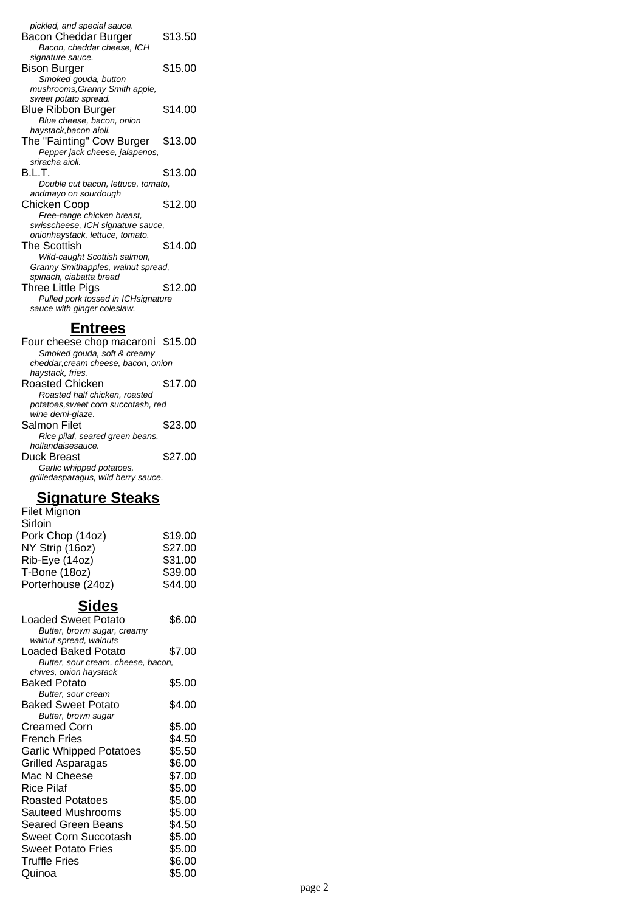pickled, and special sauce.

Bacon Cheddar Burger $13.50
*Bacon, cheddar cheese, ICH signature sauce.*

Bison Burger $15.00
*Smoked gouda, button mushrooms,Granny Smith apple, sweet potato spread.*

Blue Ribbon Burger $14.00
*Blue cheese, bacon, onion haystack,bacon aioli.*

The "Fainting" Cow Burger $13.00
*Pepper jack cheese, jalapenos, sriracha aioli.*

B.L.T. $13.00
*Double cut bacon, lettuce, tomato, andmayo on sourdough*

Chicken Coop $12.00
*Free-range chicken breast, swisscheese, ICH signature sauce, onionhaystack, lettuce, tomato.*

The Scottish $14.00
*Wild-caught Scottish salmon, Granny Smithapples, walnut spread, spinach, ciabatta bread*

Three Little Pigs $12.00
*Pulled pork tossed in ICHsignature sauce with ginger coleslaw.*

## Entrees

Four cheese chop macaroni $15.00
*Smoked gouda, soft & creamy cheddar,cream cheese, bacon, onion haystack, fries.*

Roasted Chicken $17.00
*Roasted half chicken, roasted potatoes,sweet corn succotash, red wine demi-glaze.*

Salmon Filet $23.00
*Rice pilaf, seared green beans, hollandaisesauce.*

Duck Breast $27.00
*Garlic whipped potatoes, grilledasparagus, wild berry sauce.*

## Signature Steaks

| Item | Price |
| --- | --- |
| Filet Mignon | |
| Sirloin | |
| Pork Chop (14oz) | $19.00 |
| NY Strip (16oz) | $27.00 |
| Rib-Eye (14oz) | $31.00 |
| T-Bone (18oz) | $39.00 |
| Porterhouse (24oz) | $44.00 |

## Sides

Loaded Sweet Potato $6.00
*Butter, brown sugar, creamy walnut spread, walnuts*

Loaded Baked Potato $7.00
*Butter, sour cream, cheese, bacon, chives, onion haystack*

Baked Potato $5.00
*Butter, sour cream*

Baked Sweet Potato $4.00
*Butter, brown sugar*

| Item | Price |
| --- | --- |
| Creamed Corn | $5.00 |
| French Fries | $4.50 |
| Garlic Whipped Potatoes | $5.50 |
| Grilled Asparagas | $6.00 |
| Mac N Cheese | $7.00 |
| Rice Pilaf | $5.00 |
| Roasted Potatoes | $5.00 |
| Sauteed Mushrooms | $5.00 |
| Seared Green Beans | $4.50 |
| Sweet Corn Succotash | $5.00 |
| Sweet Potato Fries | $5.00 |
| Truffle Fries | $6.00 |
| Quinoa | $5.00 |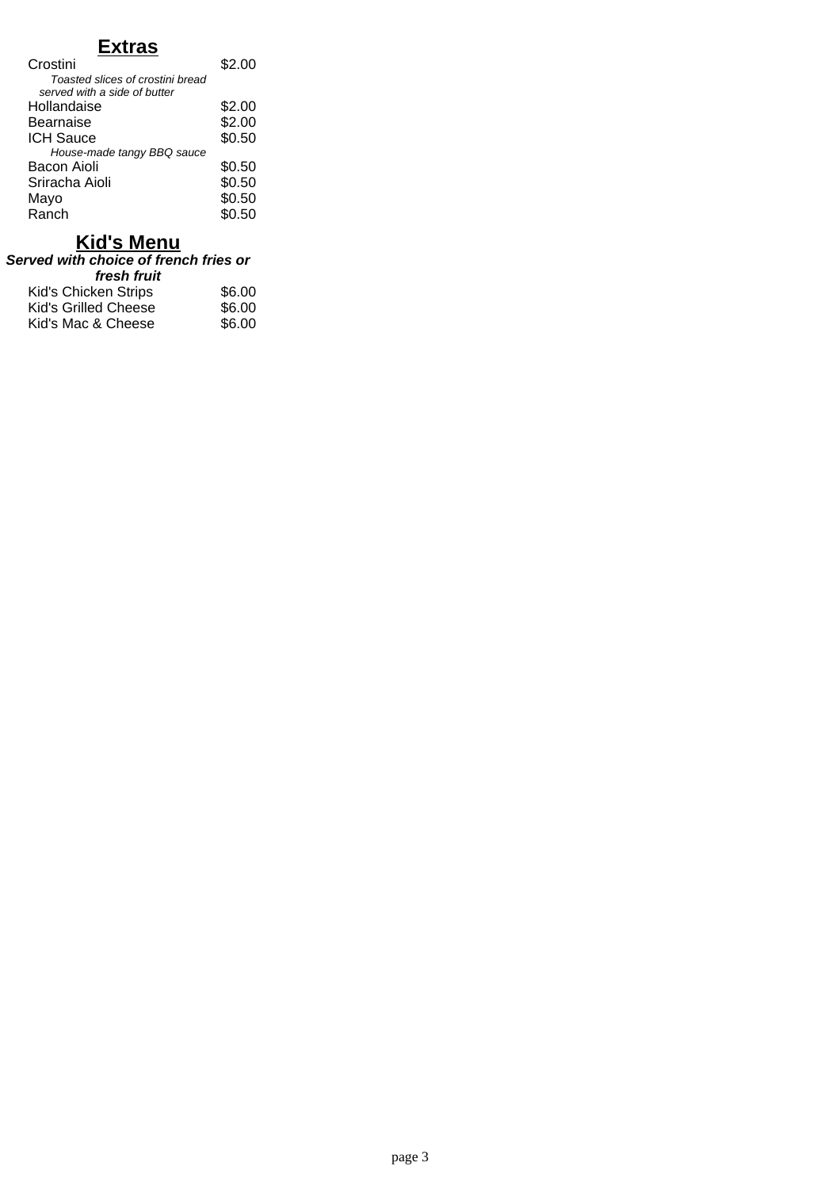## Extras

| | |
|---|---|
| Crostini | $2.00 |
| *Toasted slices of crostini bread served with a side of butter* | |
| Hollandaise | $2.00 |
| Bearnaise | $2.00 |
| ICH Sauce | $0.50 |
| *House-made tangy BBQ sauce* | |
| Bacon Aioli | $0.50 |
| Sriracha Aioli | $0.50 |
| Mayo | $0.50 |
| Ranch | $0.50 |

## Kid's Menu

***Served with choice of french fries or fresh fruit***

| | |
|---|---|
| Kid's Chicken Strips | $6.00 |
| Kid's Grilled Cheese | $6.00 |
| Kid's Mac & Cheese | $6.00 |